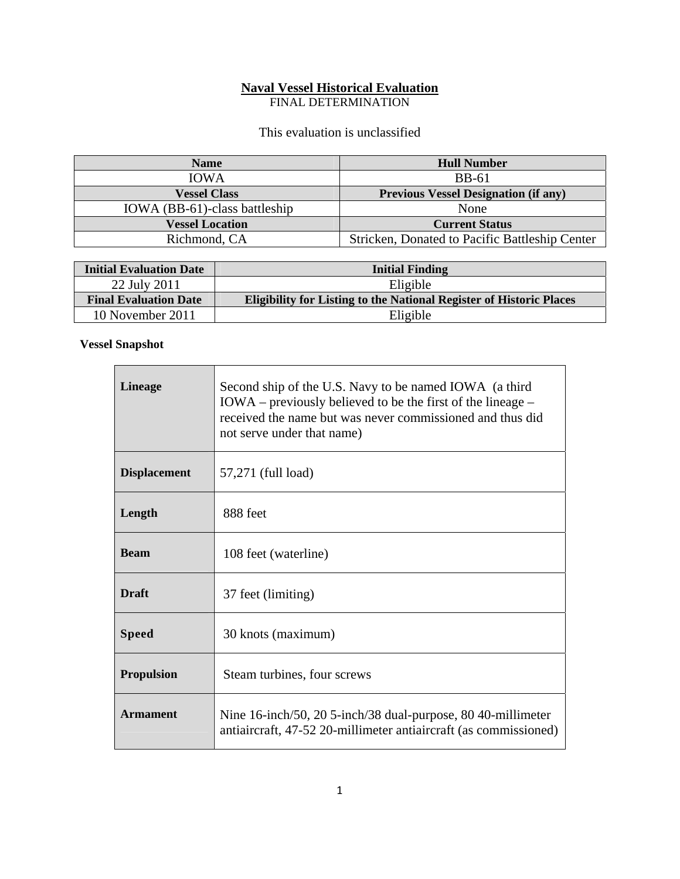# Naval Vessel Historical Evaluation

FINAL DETERMINATION

This evaluation is unclassified

| Name | Hull Number |
|---|---|
| IOWA | BB-61 |
| **Vessel Class** | **Previous Vessel Designation (if any)** |
| IOWA (BB-61)-class battleship | None |
| **Vessel Location** | **Current Status** |
| Richmond, CA | Stricken, Donated to Pacific Battleship Center |

| Initial Evaluation Date | Initial Finding |
|---|---|
| 22 July 2011 | Eligible |
| **Final Evaluation Date** | **Eligibility for Listing to the National Register of Historic Places** |
| 10 November 2011 | Eligible |

**Vessel Snapshot**

| | |
|---|---|
| **Lineage** | Second ship of the U.S. Navy to be named IOWA (a third IOWA – previously believed to be the first of the lineage – received the name but was never commissioned and thus did not serve under that name) |
| **Displacement** | 57,271 (full load) |
| **Length** | 888 feet |
| **Beam** | 108 feet (waterline) |
| **Draft** | 37 feet (limiting) |
| **Speed** | 30 knots (maximum) |
| **Propulsion** | Steam turbines, four screws |
| **Armament** | Nine 16-inch/50, 20 5-inch/38 dual-purpose, 80 40-millimeter antiaircraft, 47-52 20-millimeter antiaircraft (as commissioned) |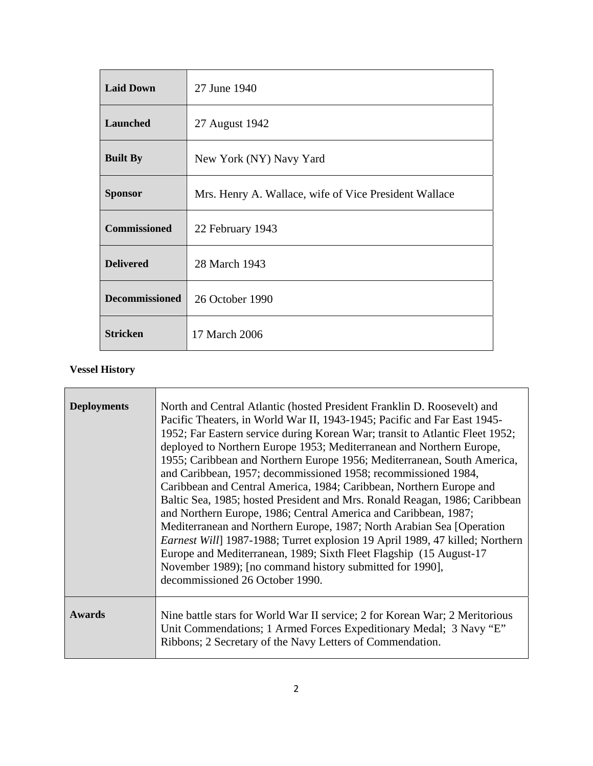| | |
|---|---|
| **Laid Down** | 27 June 1940 |
| **Launched** | 27 August 1942 |
| **Built By** | New York (NY) Navy Yard |
| **Sponsor** | Mrs. Henry A. Wallace, wife of Vice President Wallace |
| **Commissioned** | 22 February 1943 |
| **Delivered** | 28 March 1943 |
| **Decommissioned** | 26 October 1990 |
| **Stricken** | 17 March 2006 |

**Vessel History**

| | |
|---|---|
| **Deployments** | North and Central Atlantic (hosted President Franklin D. Roosevelt) and Pacific Theaters, in World War II, 1943-1945; Pacific and Far East 1945-1952; Far Eastern service during Korean War; transit to Atlantic Fleet 1952; deployed to Northern Europe 1953; Mediterranean and Northern Europe, 1955; Caribbean and Northern Europe 1956; Mediterranean, South America, and Caribbean, 1957; decommissioned 1958; recommissioned 1984, Caribbean and Central America, 1984; Caribbean, Northern Europe and Baltic Sea, 1985; hosted President and Mrs. Ronald Reagan, 1986; Caribbean and Northern Europe, 1986; Central America and Caribbean, 1987; Mediterranean and Northern Europe, 1987; North Arabian Sea [Operation *Earnest Will*] 1987-1988; Turret explosion 19 April 1989, 47 killed; Northern Europe and Mediterranean, 1989; Sixth Fleet Flagship (15 August-17 November 1989); [no command history submitted for 1990], decommissioned 26 October 1990. |
| **Awards** | Nine battle stars for World War II service; 2 for Korean War; 2 Meritorious Unit Commendations; 1 Armed Forces Expeditionary Medal; 3 Navy "E" Ribbons; 2 Secretary of the Navy Letters of Commendation. |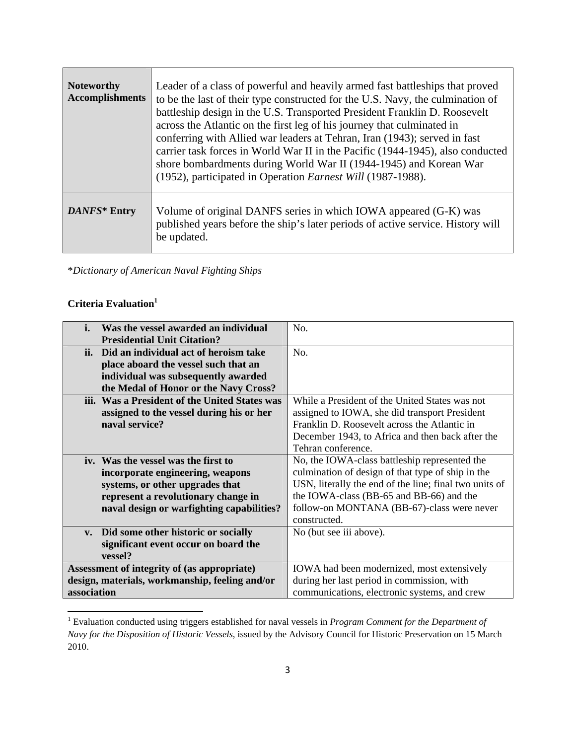| **Noteworthy Accomplishments** | Leader of a class of powerful and heavily armed fast battleships that proved to be the last of their type constructed for the U.S. Navy, the culmination of battleship design in the U.S. Transported President Franklin D. Roosevelt across the Atlantic on the first leg of his journey that culminated in conferring with Allied war leaders at Tehran, Iran (1943); served in fast carrier task forces in World War II in the Pacific (1944-1945), also conducted shore bombardments during World War II (1944-1945) and Korean War (1952), participated in Operation *Earnest Will* (1987-1988). |
|---|---|
| ***DANFS*** **Entry** | Volume of original DANFS series in which IOWA appeared (G-K) was published years before the ship's later periods of active service. History will be updated. |

**Dictionary of American Naval Fighting Ships*

**Criteria Evaluation**[1]

| | |
|---|---|
| **i. Was the vessel awarded an individual Presidential Unit Citation?** | No. |
| **ii. Did an individual act of heroism take place aboard the vessel such that an individual was subsequently awarded the Medal of Honor or the Navy Cross?** | No. |
| **iii. Was a President of the United States was assigned to the vessel during his or her naval service?** | While a President of the United States was not assigned to IOWA, she did transport President Franklin D. Roosevelt across the Atlantic in December 1943, to Africa and then back after the Tehran conference. |
| **iv. Was the vessel was the first to incorporate engineering, weapons systems, or other upgrades that represent a revolutionary change in naval design or warfighting capabilities?** | No, the IOWA-class battleship represented the culmination of design of that type of ship in the USN, literally the end of the line; final two units of the IOWA-class (BB-65 and BB-66) and the follow-on MONTANA (BB-67)-class were never constructed. |
| **v. Did some other historic or socially significant event occur on board the vessel?** | No (but see iii above). |
| **Assessment of integrity of (as appropriate) design, materials, workmanship, feeling and/or association** | IOWA had been modernized, most extensively during her last period in commission, with communications, electronic systems, and crew |

[1] Evaluation conducted using triggers established for naval vessels in *Program Comment for the Department of Navy for the Disposition of Historic Vessels*, issued by the Advisory Council for Historic Preservation on 15 March 2010.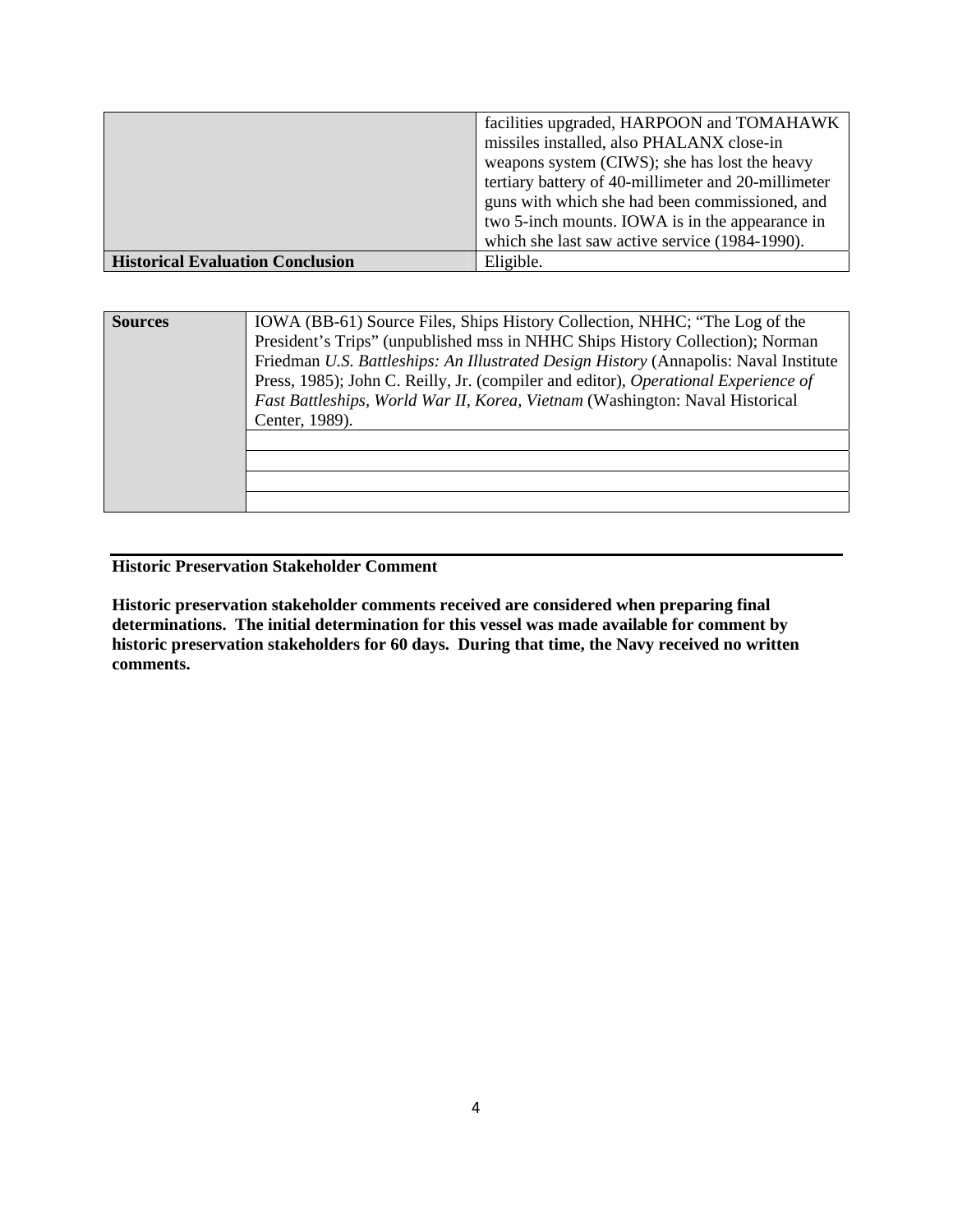| | |
|---|---|
| | facilities upgraded, HARPOON and TOMAHAWK missiles installed, also PHALANX close-in weapons system (CIWS); she has lost the heavy tertiary battery of 40-millimeter and 20-millimeter guns with which she had been commissioned, and two 5-inch mounts. IOWA is in the appearance in which she last saw active service (1984-1990). |
| **Historical Evaluation Conclusion** | Eligible. |

| | |
|---|---|
| **Sources** | IOWA (BB-61) Source Files, Ships History Collection, NHHC; "The Log of the President's Trips" (unpublished mss in NHHC Ships History Collection); Norman Friedman *U.S. Battleships: An Illustrated Design History* (Annapolis: Naval Institute Press, 1985); John C. Reilly, Jr. (compiler and editor), *Operational Experience of Fast Battleships, World War II, Korea, Vietnam* (Washington: Naval Historical Center, 1989). |
| | |
| | |
| | |
| | |

**Historic Preservation Stakeholder Comment**

**Historic preservation stakeholder comments received are considered when preparing final determinations. The initial determination for this vessel was made available for comment by historic preservation stakeholders for 60 days. During that time, the Navy received no written comments.**